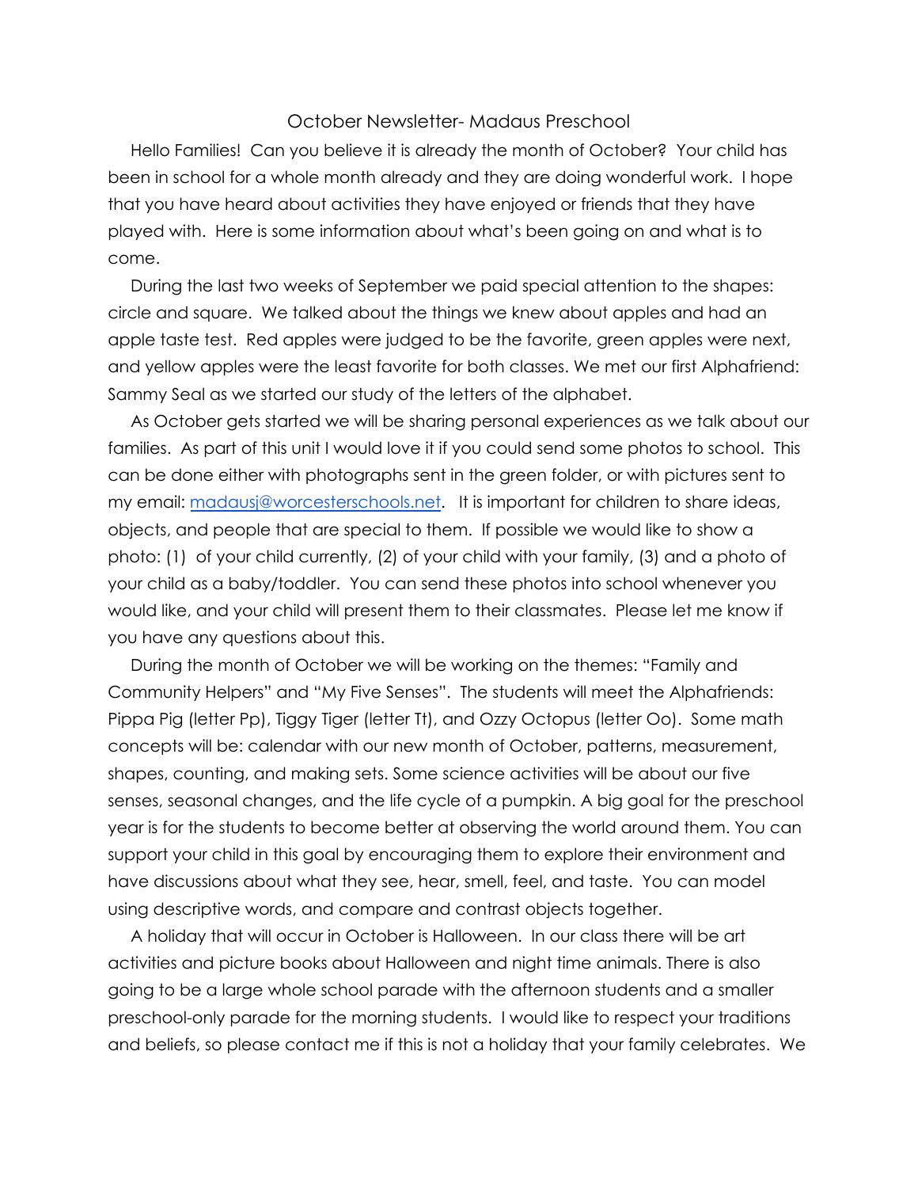# October Newsletter- Madaus Preschool

Hello Families! Can you believe it is already the month of October? Your child has been in school for a whole month already and they are doing wonderful work. I hope that you have heard about activities they have enjoyed or friends that they have played with. Here is some information about what's been going on and what is to come.

During the last two weeks of September we paid special attention to the shapes: circle and square. We talked about the things we knew about apples and had an apple taste test. Red apples were judged to be the favorite, green apples were next, and yellow apples were the least favorite for both classes. We met our first Alphafriend: Sammy Seal as we started our study of the letters of the alphabet.

As October gets started we will be sharing personal experiences as we talk about our families. As part of this unit I would love it if you could send some photos to school. This can be done either with photographs sent in the green folder, or with pictures sent to my email: [madausj@worcesterschools.net](mailto:madausj@worcesterschools.net). It is important for children to share ideas, objects, and people that are special to them. If possible we would like to show a photo: (1) of your child currently, (2) of your child with your family, (3) and a photo of your child as a baby/toddler. You can send these photos into school whenever you would like, and your child will present them to their classmates. Please let me know if you have any questions about this.

During the month of October we will be working on the themes: "Family and Community Helpers" and "My Five Senses". The students will meet the Alphafriends: Pippa Pig (letter Pp), Tiggy Tiger (letter Tt), and Ozzy Octopus (letter Oo). Some math concepts will be: calendar with our new month of October, patterns, measurement, shapes, counting, and making sets. Some science activities will be about our five senses, seasonal changes, and the life cycle of a pumpkin. A big goal for the preschool year is for the students to become better at observing the world around them. You can support your child in this goal by encouraging them to explore their environment and have discussions about what they see, hear, smell, feel, and taste. You can model using descriptive words, and compare and contrast objects together.

A holiday that will occur in October is Halloween. In our class there will be art activities and picture books about Halloween and night time animals. There is also going to be a large whole school parade with the afternoon students and a smaller preschool-only parade for the morning students. I would like to respect your traditions and beliefs, so please contact me if this is not a holiday that your family celebrates. We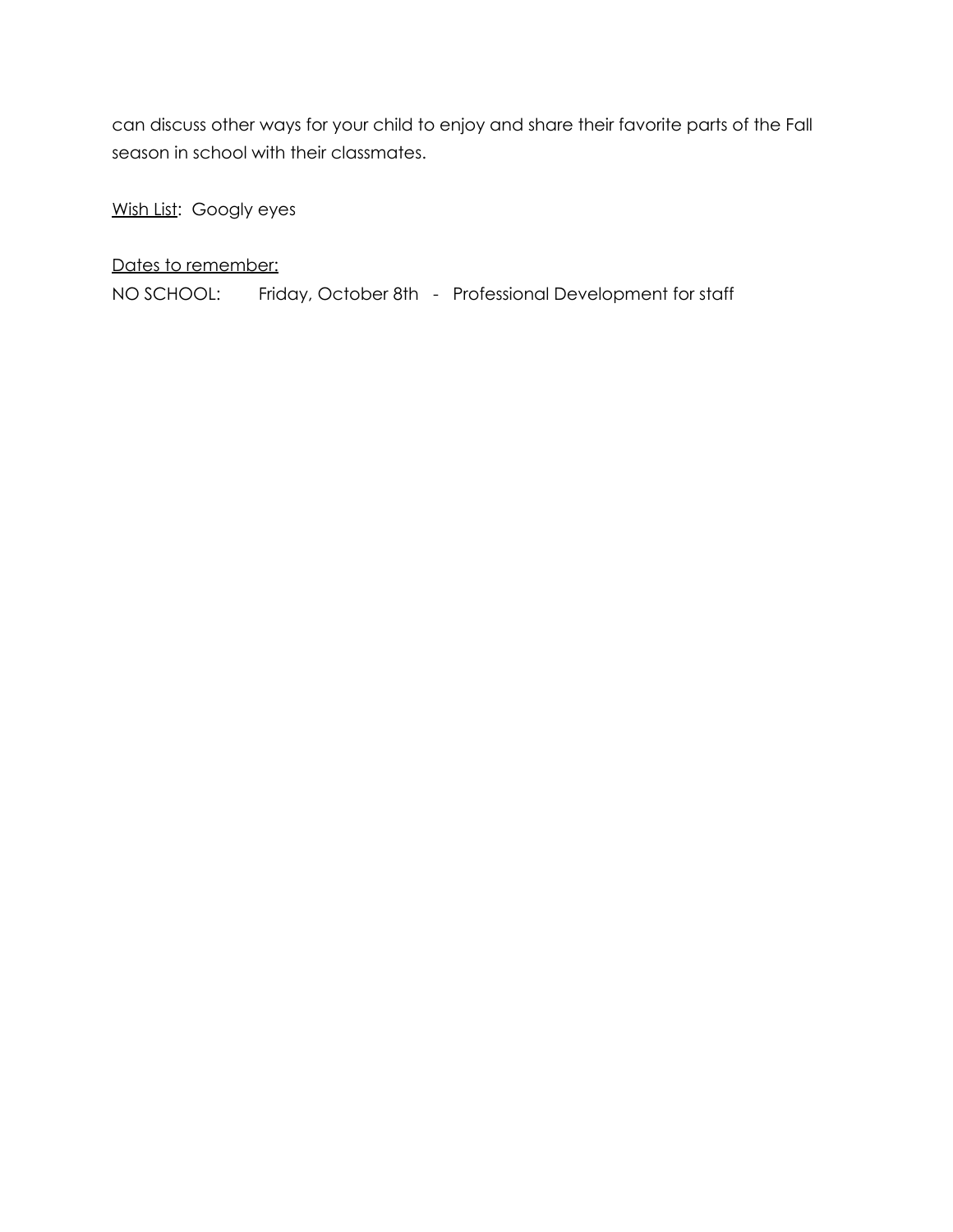can discuss other ways for your child to enjoy and share their favorite parts of the Fall season in school with their classmates.

<u>Wish List</u>: Googly eyes

<u>Dates to remember:</u>

NO SCHOOL: Friday, October 8th - Professional Development for staff